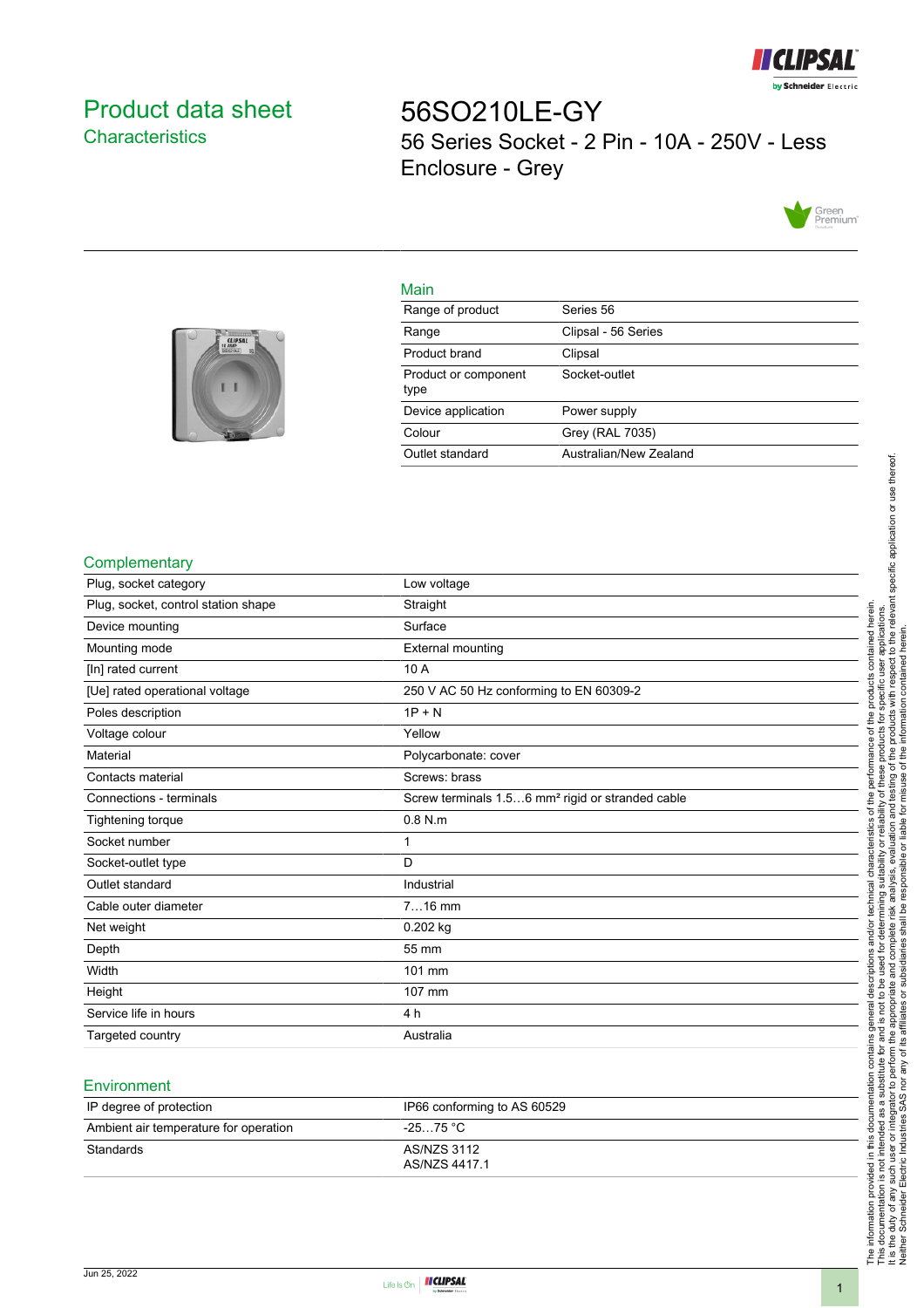# Product data sheet
## Characteristics

# 56SO210LE-GY
56 Series Socket - 2 Pin - 10A - 250V - Less Enclosure - Grey

## Main

| | |
|---|---|
| Range of product | Series 56 |
| Range | Clipsal - 56 Series |
| Product brand | Clipsal |
| Product or component type | Socket-outlet |
| Device application | Power supply |
| Colour | Grey (RAL 7035) |
| Outlet standard | Australian/New Zealand |

## Complementary

| | |
|---|---|
| Plug, socket category | Low voltage |
| Plug, socket, control station shape | Straight |
| Device mounting | Surface |
| Mounting mode | External mounting |
| [In] rated current | 10 A |
| [Ue] rated operational voltage | 250 V AC 50 Hz conforming to EN 60309-2 |
| Poles description | 1P + N |
| Voltage colour | Yellow |
| Material | Polycarbonate: cover |
| Contacts material | Screws: brass |
| Connections - terminals | Screw terminals 1.5…6 mm² rigid or stranded cable |
| Tightening torque | 0.8 N.m |
| Socket number | 1 |
| Socket-outlet type | D |
| Outlet standard | Industrial |
| Cable outer diameter | 7…16 mm |
| Net weight | 0.202 kg |
| Depth | 55 mm |
| Width | 101 mm |
| Height | 107 mm |
| Service life in hours | 4 h |
| Targeted country | Australia |

## Environment

| | |
|---|---|
| IP degree of protection | IP66 conforming to AS 60529 |
| Ambient air temperature for operation | -25…75 °C |
| Standards | AS/NZS 3112<br>AS/NZS 4417.1 |

The information provided in this documentation contains general descriptions and/or technical characteristics of the performance of the products contained herein. This documentation is not intended as a substitute for and is not to be used for determining suitability or reliability of these products for specific user applications. It is the duty of any such user or integrator to perform the appropriate and complete risk analysis, evaluation and testing of the products with respect to the relevant specific application or use thereof. Neither Schneider Electric Industries SAS nor any of its affiliates or subsidiaries shall be responsible or liable for misuse of the information contained herein.

Jun 25, 2022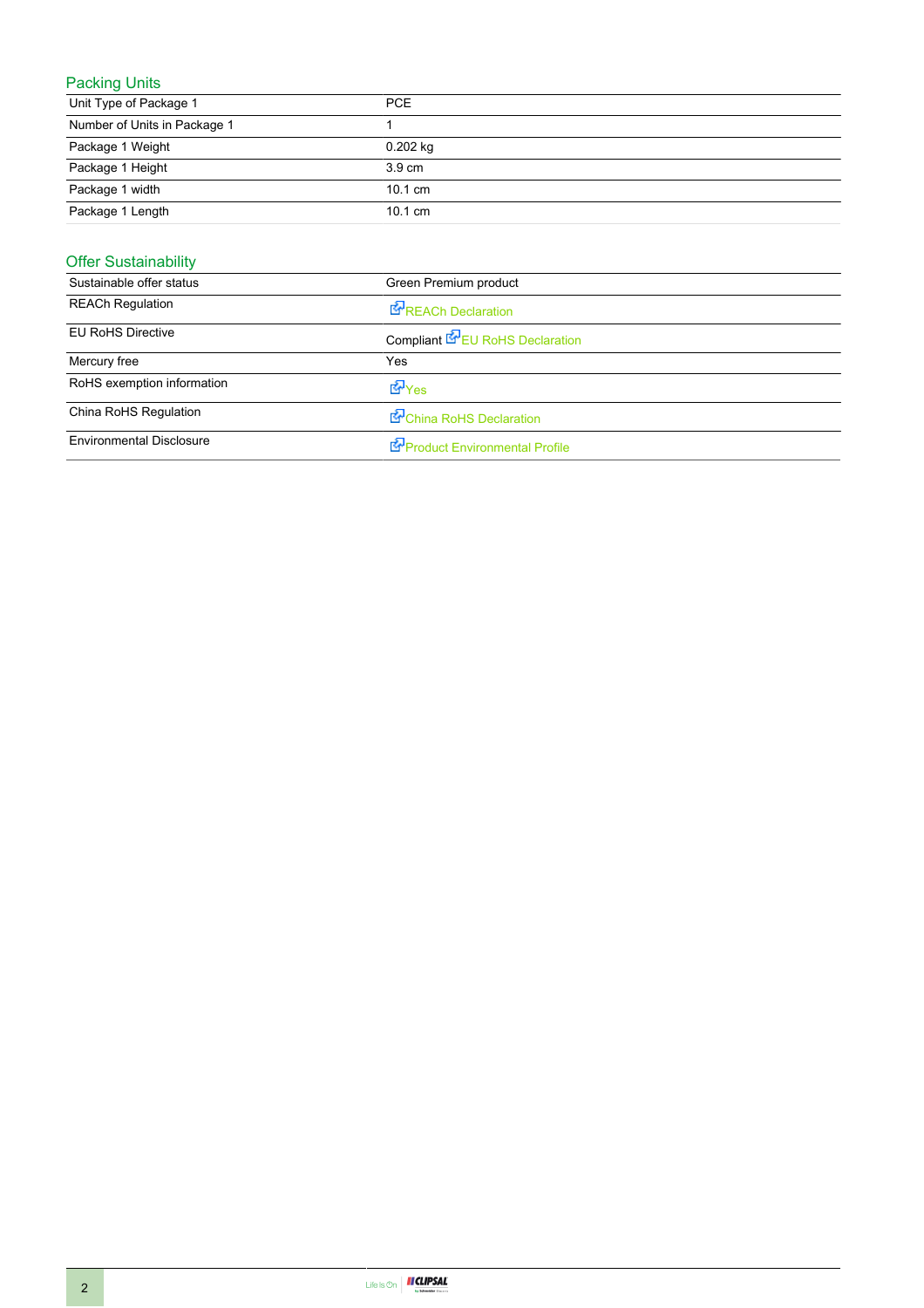## Packing Units

| | |
|---|---|
| Unit Type of Package 1 | PCE |
| Number of Units in Package 1 | 1 |
| Package 1 Weight | 0.202 kg |
| Package 1 Height | 3.9 cm |
| Package 1 width | 10.1 cm |
| Package 1 Length | 10.1 cm |

## Offer Sustainability

| | |
|---|---|
| Sustainable offer status | Green Premium product |
| REACh Regulation | REACh Declaration |
| EU RoHS Directive | Compliant EU RoHS Declaration |
| Mercury free | Yes |
| RoHS exemption information | Yes |
| China RoHS Regulation | China RoHS Declaration |
| Environmental Disclosure | Product Environmental Profile |